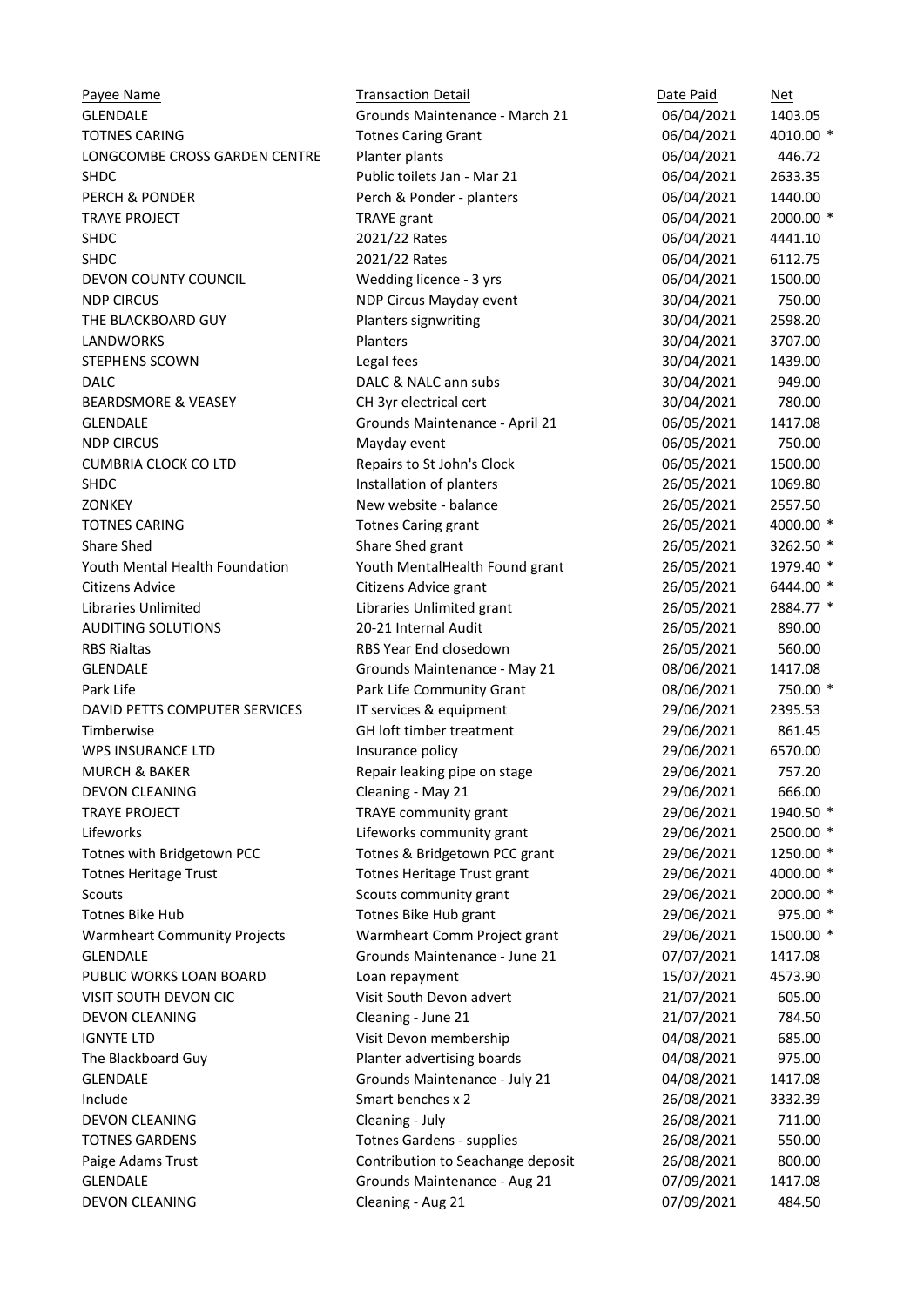| Payee Name | Transaction Detail | Date Paid | Net |
|---|---|---|---|
| GLENDALE | Grounds Maintenance - March 21 | 06/04/2021 | 1403.05 |
| TOTNES CARING | Totnes Caring Grant | 06/04/2021 | 4010.00 * |
| LONGCOMBE CROSS GARDEN CENTRE | Planter plants | 06/04/2021 | 446.72 |
| SHDC | Public toilets Jan - Mar 21 | 06/04/2021 | 2633.35 |
| PERCH & PONDER | Perch & Ponder - planters | 06/04/2021 | 1440.00 |
| TRAYE PROJECT | TRAYE grant | 06/04/2021 | 2000.00 * |
| SHDC | 2021/22 Rates | 06/04/2021 | 4441.10 |
| SHDC | 2021/22 Rates | 06/04/2021 | 6112.75 |
| DEVON COUNTY COUNCIL | Wedding licence - 3 yrs | 06/04/2021 | 1500.00 |
| NDP CIRCUS | NDP Circus Mayday event | 30/04/2021 | 750.00 |
| THE BLACKBOARD GUY | Planters signwriting | 30/04/2021 | 2598.20 |
| LANDWORKS | Planters | 30/04/2021 | 3707.00 |
| STEPHENS SCOWN | Legal fees | 30/04/2021 | 1439.00 |
| DALC | DALC & NALC ann subs | 30/04/2021 | 949.00 |
| BEARDSMORE & VEASEY | CH 3yr electrical cert | 30/04/2021 | 780.00 |
| GLENDALE | Grounds Maintenance - April 21 | 06/05/2021 | 1417.08 |
| NDP CIRCUS | Mayday event | 06/05/2021 | 750.00 |
| CUMBRIA CLOCK CO LTD | Repairs to St John's Clock | 06/05/2021 | 1500.00 |
| SHDC | Installation of planters | 26/05/2021 | 1069.80 |
| ZONKEY | New website - balance | 26/05/2021 | 2557.50 |
| TOTNES CARING | Totnes Caring grant | 26/05/2021 | 4000.00 * |
| Share Shed | Share Shed grant | 26/05/2021 | 3262.50 * |
| Youth Mental Health Foundation | Youth MentalHealth Found grant | 26/05/2021 | 1979.40 * |
| Citizens Advice | Citizens Advice grant | 26/05/2021 | 6444.00 * |
| Libraries Unlimited | Libraries Unlimited grant | 26/05/2021 | 2884.77 * |
| AUDITING SOLUTIONS | 20-21 Internal Audit | 26/05/2021 | 890.00 |
| RBS Rialtas | RBS Year End closedown | 26/05/2021 | 560.00 |
| GLENDALE | Grounds Maintenance - May 21 | 08/06/2021 | 1417.08 |
| Park Life | Park Life Community Grant | 08/06/2021 | 750.00 * |
| DAVID PETTS COMPUTER SERVICES | IT services & equipment | 29/06/2021 | 2395.53 |
| Timberwise | GH loft timber treatment | 29/06/2021 | 861.45 |
| WPS INSURANCE LTD | Insurance policy | 29/06/2021 | 6570.00 |
| MURCH & BAKER | Repair leaking pipe on stage | 29/06/2021 | 757.20 |
| DEVON CLEANING | Cleaning - May 21 | 29/06/2021 | 666.00 |
| TRAYE PROJECT | TRAYE community grant | 29/06/2021 | 1940.50 * |
| Lifeworks | Lifeworks community grant | 29/06/2021 | 2500.00 * |
| Totnes with Bridgetown PCC | Totnes & Bridgetown PCC grant | 29/06/2021 | 1250.00 * |
| Totnes Heritage Trust | Totnes Heritage Trust grant | 29/06/2021 | 4000.00 * |
| Scouts | Scouts community grant | 29/06/2021 | 2000.00 * |
| Totnes Bike Hub | Totnes Bike Hub grant | 29/06/2021 | 975.00 * |
| Warmheart Community Projects | Warmheart Comm Project grant | 29/06/2021 | 1500.00 * |
| GLENDALE | Grounds Maintenance - June 21 | 07/07/2021 | 1417.08 |
| PUBLIC WORKS LOAN BOARD | Loan repayment | 15/07/2021 | 4573.90 |
| VISIT SOUTH DEVON CIC | Visit South Devon advert | 21/07/2021 | 605.00 |
| DEVON CLEANING | Cleaning - June 21 | 21/07/2021 | 784.50 |
| IGNYTE LTD | Visit Devon membership | 04/08/2021 | 685.00 |
| The Blackboard Guy | Planter advertising boards | 04/08/2021 | 975.00 |
| GLENDALE | Grounds Maintenance - July 21 | 04/08/2021 | 1417.08 |
| Include | Smart benches x 2 | 26/08/2021 | 3332.39 |
| DEVON CLEANING | Cleaning - July | 26/08/2021 | 711.00 |
| TOTNES GARDENS | Totnes Gardens - supplies | 26/08/2021 | 550.00 |
| Paige Adams Trust | Contribution to Seachange deposit | 26/08/2021 | 800.00 |
| GLENDALE | Grounds Maintenance - Aug 21 | 07/09/2021 | 1417.08 |
| DEVON CLEANING | Cleaning - Aug 21 | 07/09/2021 | 484.50 |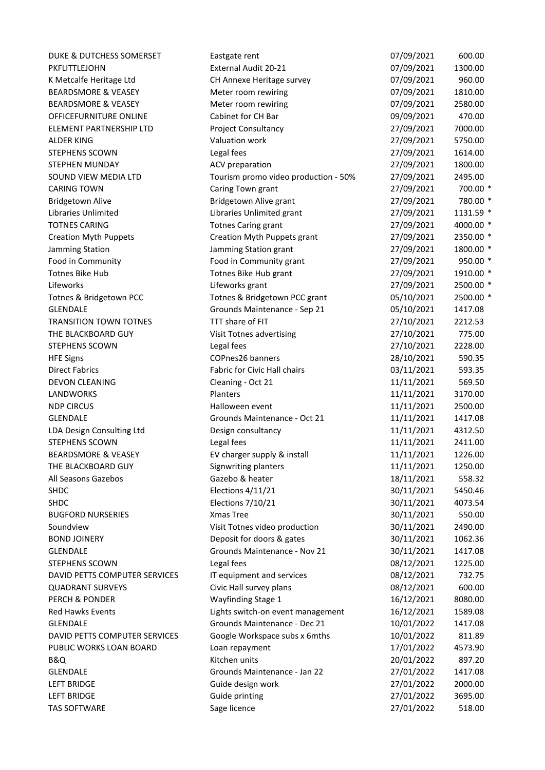| | | | |
|---|---|---|---|
| DUKE & DUTCHESS SOMERSET | Eastgate rent | 07/09/2021 | 600.00 |
| PKFLITTLEJOHN | External Audit 20-21 | 07/09/2021 | 1300.00 |
| K Metcalfe Heritage Ltd | CH Annexe Heritage survey | 07/09/2021 | 960.00 |
| BEARDSMORE & VEASEY | Meter room rewiring | 07/09/2021 | 1810.00 |
| BEARDSMORE & VEASEY | Meter room rewiring | 07/09/2021 | 2580.00 |
| OFFICEFURNITURE ONLINE | Cabinet for CH Bar | 09/09/2021 | 470.00 |
| ELEMENT PARTNERSHIP LTD | Project Consultancy | 27/09/2021 | 7000.00 |
| ALDER KING | Valuation work | 27/09/2021 | 5750.00 |
| STEPHENS SCOWN | Legal fees | 27/09/2021 | 1614.00 |
| STEPHEN MUNDAY | ACV preparation | 27/09/2021 | 1800.00 |
| SOUND VIEW MEDIA LTD | Tourism promo video production - 50% | 27/09/2021 | 2495.00 |
| CARING TOWN | Caring Town grant | 27/09/2021 | 700.00 * |
| Bridgetown Alive | Bridgetown Alive grant | 27/09/2021 | 780.00 * |
| Libraries Unlimited | Libraries Unlimited grant | 27/09/2021 | 1131.59 * |
| TOTNES CARING | Totnes Caring grant | 27/09/2021 | 4000.00 * |
| Creation Myth Puppets | Creation Myth Puppets grant | 27/09/2021 | 2350.00 * |
| Jamming Station | Jamming Station grant | 27/09/2021 | 1800.00 * |
| Food in Community | Food in Community grant | 27/09/2021 | 950.00 * |
| Totnes Bike Hub | Totnes Bike Hub grant | 27/09/2021 | 1910.00 * |
| Lifeworks | Lifeworks grant | 27/09/2021 | 2500.00 * |
| Totnes & Bridgetown PCC | Totnes & Bridgetown PCC grant | 05/10/2021 | 2500.00 * |
| GLENDALE | Grounds Maintenance - Sep 21 | 05/10/2021 | 1417.08 |
| TRANSITION TOWN TOTNES | TTT share of FIT | 27/10/2021 | 2212.53 |
| THE BLACKBOARD GUY | Visit Totnes advertising | 27/10/2021 | 775.00 |
| STEPHENS SCOWN | Legal fees | 27/10/2021 | 2228.00 |
| HFE Signs | COPnes26 banners | 28/10/2021 | 590.35 |
| Direct Fabrics | Fabric for Civic Hall chairs | 03/11/2021 | 593.35 |
| DEVON CLEANING | Cleaning - Oct 21 | 11/11/2021 | 569.50 |
| LANDWORKS | Planters | 11/11/2021 | 3170.00 |
| NDP CIRCUS | Halloween event | 11/11/2021 | 2500.00 |
| GLENDALE | Grounds Maintenance - Oct 21 | 11/11/2021 | 1417.08 |
| LDA Design Consulting Ltd | Design consultancy | 11/11/2021 | 4312.50 |
| STEPHENS SCOWN | Legal fees | 11/11/2021 | 2411.00 |
| BEARDSMORE & VEASEY | EV charger supply & install | 11/11/2021 | 1226.00 |
| THE BLACKBOARD GUY | Signwriting planters | 11/11/2021 | 1250.00 |
| All Seasons Gazebos | Gazebo & heater | 18/11/2021 | 558.32 |
| SHDC | Elections 4/11/21 | 30/11/2021 | 5450.46 |
| SHDC | Elections 7/10/21 | 30/11/2021 | 4073.54 |
| BUGFORD NURSERIES | Xmas Tree | 30/11/2021 | 550.00 |
| Soundview | Visit Totnes video production | 30/11/2021 | 2490.00 |
| BOND JOINERY | Deposit for doors & gates | 30/11/2021 | 1062.36 |
| GLENDALE | Grounds Maintenance - Nov 21 | 30/11/2021 | 1417.08 |
| STEPHENS SCOWN | Legal fees | 08/12/2021 | 1225.00 |
| DAVID PETTS COMPUTER SERVICES | IT equipment and services | 08/12/2021 | 732.75 |
| QUADRANT SURVEYS | Civic Hall survey plans | 08/12/2021 | 600.00 |
| PERCH & PONDER | Wayfinding Stage 1 | 16/12/2021 | 8080.00 |
| Red Hawks Events | Lights switch-on event management | 16/12/2021 | 1589.08 |
| GLENDALE | Grounds Maintenance - Dec 21 | 10/01/2022 | 1417.08 |
| DAVID PETTS COMPUTER SERVICES | Google Workspace subs x 6mths | 10/01/2022 | 811.89 |
| PUBLIC WORKS LOAN BOARD | Loan repayment | 17/01/2022 | 4573.90 |
| B&Q | Kitchen units | 20/01/2022 | 897.20 |
| GLENDALE | Grounds Maintenance - Jan 22 | 27/01/2022 | 1417.08 |
| LEFT BRIDGE | Guide design work | 27/01/2022 | 2000.00 |
| LEFT BRIDGE | Guide printing | 27/01/2022 | 3695.00 |
| TAS SOFTWARE | Sage licence | 27/01/2022 | 518.00 |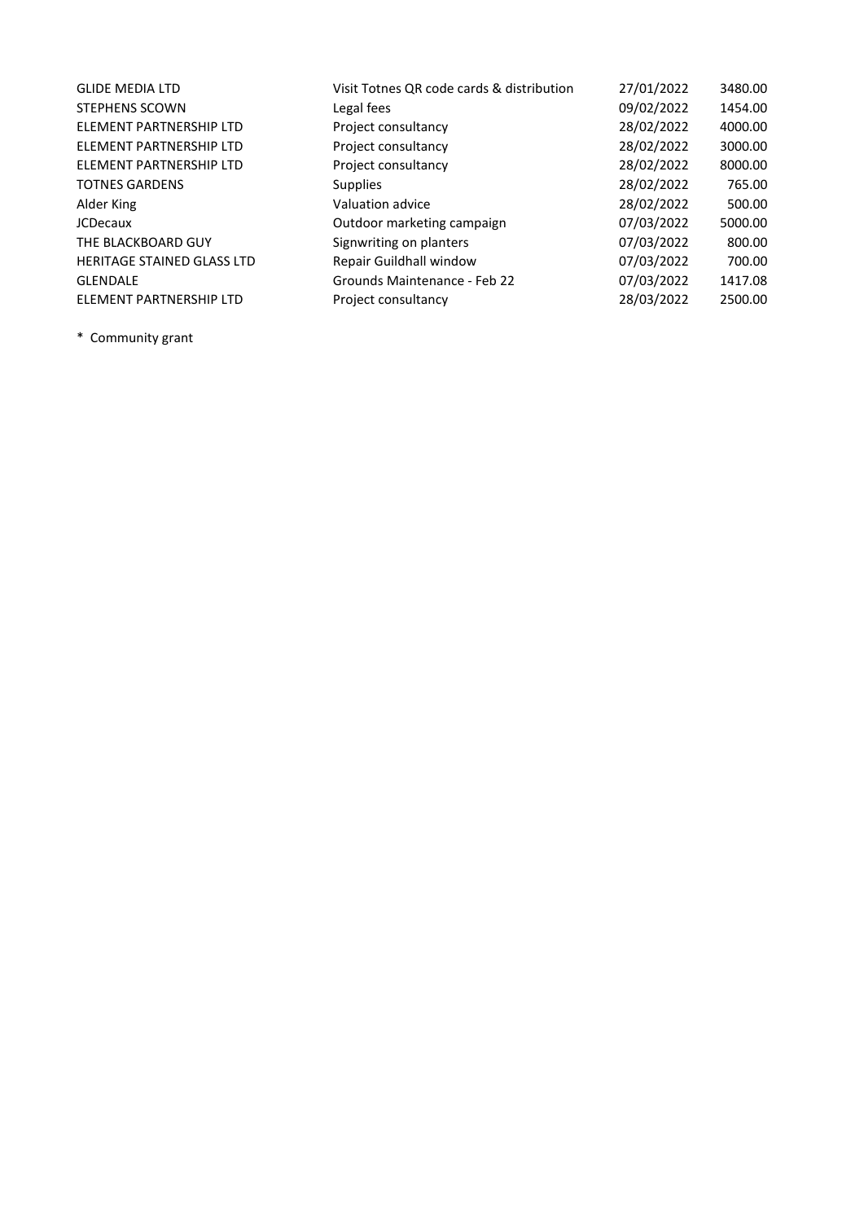| | | | |
|---|---|---|---|
| GLIDE MEDIA LTD | Visit Totnes QR code cards & distribution | 27/01/2022 | 3480.00 |
| STEPHENS SCOWN | Legal fees | 09/02/2022 | 1454.00 |
| ELEMENT PARTNERSHIP LTD | Project consultancy | 28/02/2022 | 4000.00 |
| ELEMENT PARTNERSHIP LTD | Project consultancy | 28/02/2022 | 3000.00 |
| ELEMENT PARTNERSHIP LTD | Project consultancy | 28/02/2022 | 8000.00 |
| TOTNES GARDENS | Supplies | 28/02/2022 | 765.00 |
| Alder King | Valuation advice | 28/02/2022 | 500.00 |
| JCDecaux | Outdoor marketing campaign | 07/03/2022 | 5000.00 |
| THE BLACKBOARD GUY | Signwriting on planters | 07/03/2022 | 800.00 |
| HERITAGE STAINED GLASS LTD | Repair Guildhall window | 07/03/2022 | 700.00 |
| GLENDALE | Grounds Maintenance - Feb 22 | 07/03/2022 | 1417.08 |
| ELEMENT PARTNERSHIP LTD | Project consultancy | 28/03/2022 | 2500.00 |

* Community grant